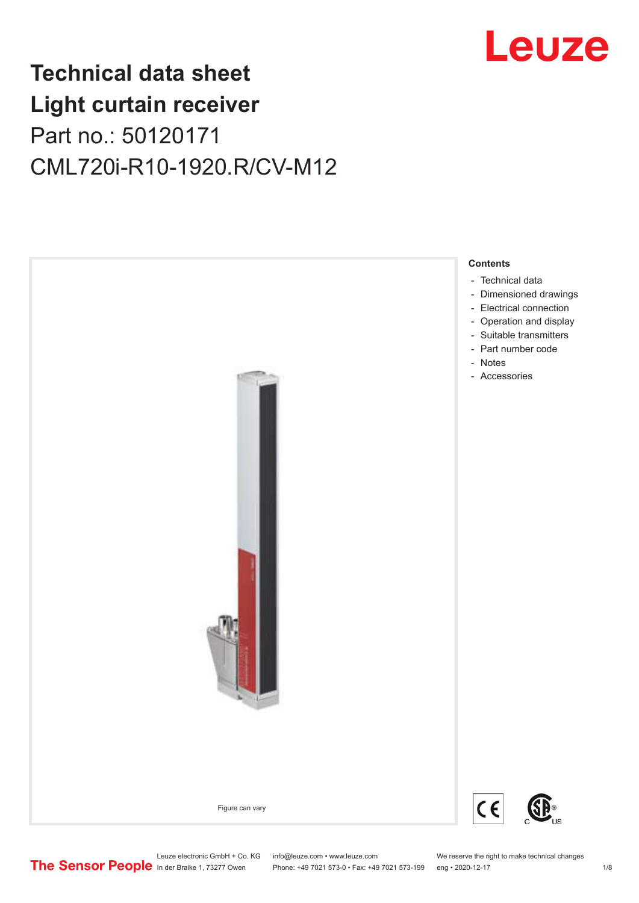# Technical data sheet
# Light curtain receiver
## Part no.: 50120171
## CML720i-R10-1920.R/CV-M12

Leuze

Figure can vary

**Contents**

- Technical data
- Dimensioned drawings
- Electrical connection
- Operation and display
- Suitable transmitters
- Part number code
- Notes
- Accessories

The Sensor People

Leuze electronic GmbH + Co. KG
In der Braike 1, 73277 Owen

info@leuze.com • www.leuze.com
Phone: +49 7021 573-0 • Fax: +49 7021 573-199

We reserve the right to make technical changes
eng • 2020-12-17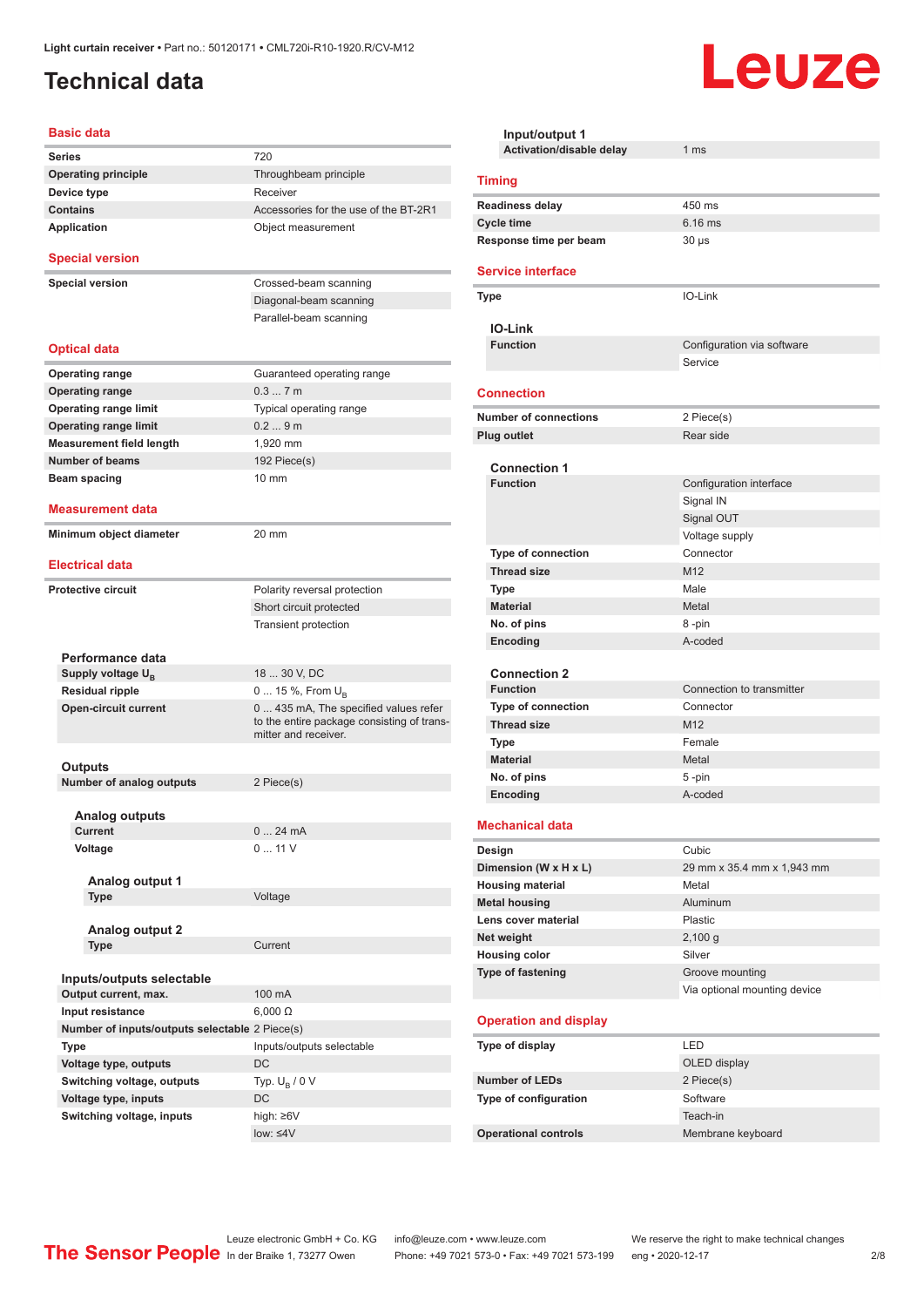Light curtain receiver • Part no.: 50120171 • CML720i-R10-1920.R/CV-M12

# Technical data

## Basic data

| | |
|---|---|
| **Series** | 720 |
| **Operating principle** | Throughbeam principle |
| **Device type** | Receiver |
| **Contains** | Accessories for the use of the BT-2R1 |
| **Application** | Object measurement |

## Special version

| | |
|---|---|
| **Special version** | Crossed-beam scanning |
| | Diagonal-beam scanning |
| | Parallel-beam scanning |

## Optical data

| | |
|---|---|
| **Operating range** | Guaranteed operating range |
| **Operating range** | 0.3 ... 7 m |
| **Operating range limit** | Typical operating range |
| **Operating range limit** | 0.2 ... 9 m |
| **Measurement field length** | 1,920 mm |
| **Number of beams** | 192 Piece(s) |
| **Beam spacing** | 10 mm |

## Measurement data

| | |
|---|---|
| **Minimum object diameter** | 20 mm |

## Electrical data

| | |
|---|---|
| **Protective circuit** | Polarity reversal protection |
| | Short circuit protected |
| | Transient protection |

### Performance data

| | |
|---|---|
| **Supply voltage $U_B$** | 18 ... 30 V, DC |
| **Residual ripple** | 0 ... 15 %, From $U_B$ |
| **Open-circuit current** | 0 ... 435 mA, The specified values refer to the entire package consisting of transmitter and receiver. |

### Outputs

| | |
|---|---|
| **Number of analog outputs** | 2 Piece(s) |

#### Analog outputs

| | |
|---|---|
| **Current** | 0 ... 24 mA |
| **Voltage** | 0 ... 11 V |

##### Analog output 1

| | |
|---|---|
| **Type** | Voltage |

##### Analog output 2

| | |
|---|---|
| **Type** | Current |

### Inputs/outputs selectable

| | |
|---|---|
| **Output current, max.** | 100 mA |
| **Input resistance** | 6,000 Ω |
| **Number of inputs/outputs selectable** | 2 Piece(s) |
| **Type** | Inputs/outputs selectable |
| **Voltage type, outputs** | DC |
| **Switching voltage, outputs** | Typ. $U_B$ / 0 V |
| **Voltage type, inputs** | DC |
| **Switching voltage, inputs** | high: ≥6V |
| | low: ≤4V |

### Input/output 1

| | |
|---|---|
| **Activation/disable delay** | 1 ms |

## Timing

| | |
|---|---|
| **Readiness delay** | 450 ms |
| **Cycle time** | 6.16 ms |
| **Response time per beam** | 30 µs |

## Service interface

| | |
|---|---|
| **Type** | IO-Link |

### IO-Link

| | |
|---|---|
| **Function** | Configuration via software |
| | Service |

## Connection

| | |
|---|---|
| **Number of connections** | 2 Piece(s) |
| **Plug outlet** | Rear side |

### Connection 1

| | |
|---|---|
| **Function** | Configuration interface |
| | Signal IN |
| | Signal OUT |
| | Voltage supply |
| **Type of connection** | Connector |
| **Thread size** | M12 |
| **Type** | Male |
| **Material** | Metal |
| **No. of pins** | 8 -pin |
| **Encoding** | A-coded |

### Connection 2

| | |
|---|---|
| **Function** | Connection to transmitter |
| **Type of connection** | Connector |
| **Thread size** | M12 |
| **Type** | Female |
| **Material** | Metal |
| **No. of pins** | 5 -pin |
| **Encoding** | A-coded |

## Mechanical data

| | |
|---|---|
| **Design** | Cubic |
| **Dimension (W x H x L)** | 29 mm x 35.4 mm x 1,943 mm |
| **Housing material** | Metal |
| **Metal housing** | Aluminum |
| **Lens cover material** | Plastic |
| **Net weight** | 2,100 g |
| **Housing color** | Silver |
| **Type of fastening** | Groove mounting |
| | Via optional mounting device |

## Operation and display

| | |
|---|---|
| **Type of display** | LED |
| | OLED display |
| **Number of LEDs** | 2 Piece(s) |
| **Type of configuration** | Software |
| | Teach-in |
| **Operational controls** | Membrane keyboard |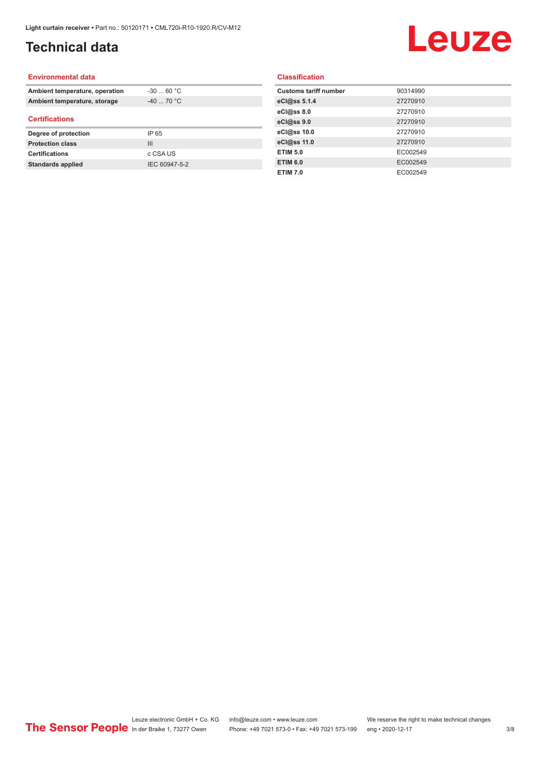# Technical data

## Environmental data

| | |
|---|---|
| **Ambient temperature, operation** | -30 ... 60 °C |
| **Ambient temperature, storage** | -40 ... 70 °C |

## Certifications

| | |
|---|---|
| **Degree of protection** | IP 65 |
| **Protection class** | III |
| **Certifications** | c CSA US |
| **Standards applied** | IEC 60947-5-2 |

## Classification

| | |
|---|---|
| **Customs tariff number** | 90314990 |
| **eCl@ss 5.1.4** | 27270910 |
| **eCl@ss 8.0** | 27270910 |
| **eCl@ss 9.0** | 27270910 |
| **eCl@ss 10.0** | 27270910 |
| **eCl@ss 11.0** | 27270910 |
| **ETIM 5.0** | EC002549 |
| **ETIM 6.0** | EC002549 |
| **ETIM 7.0** | EC002549 |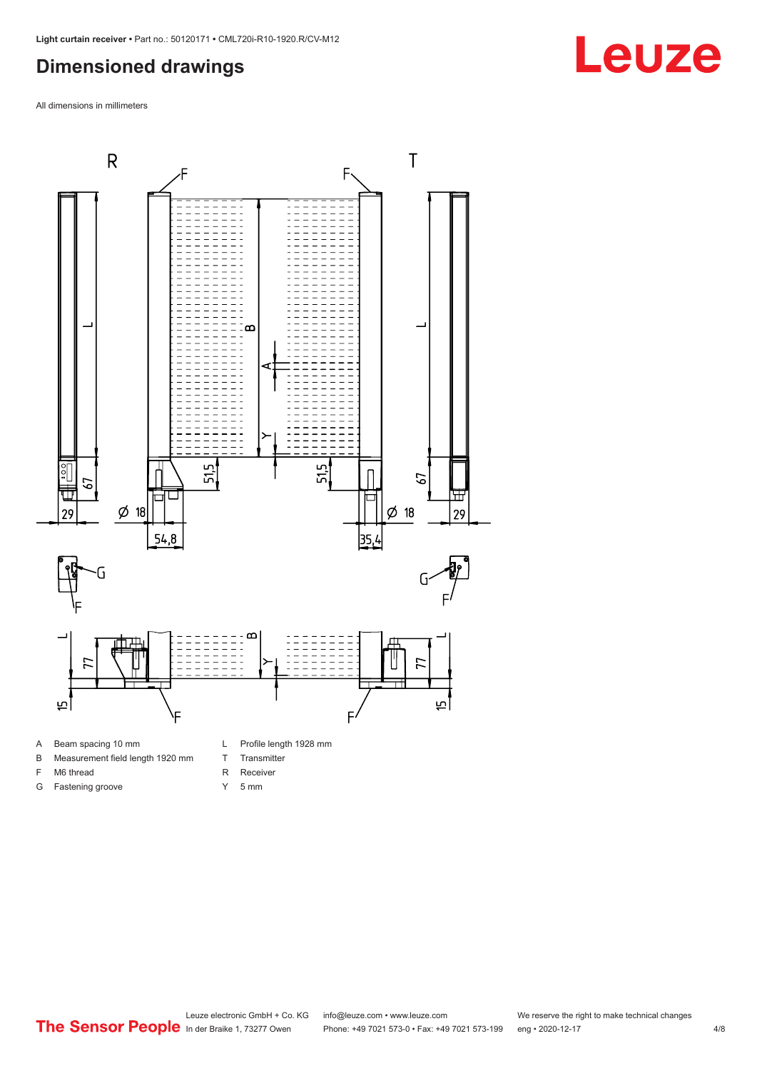# Dimensioned drawings

All dimensions in millimeters

| | | | |
|---|---|---|---|
| A | Beam spacing 10 mm | L | Profile length 1928 mm |
| B | Measurement field length 1920 mm | T | Transmitter |
| F | M6 thread | R | Receiver |
| G | Fastening groove | Y | 5 mm |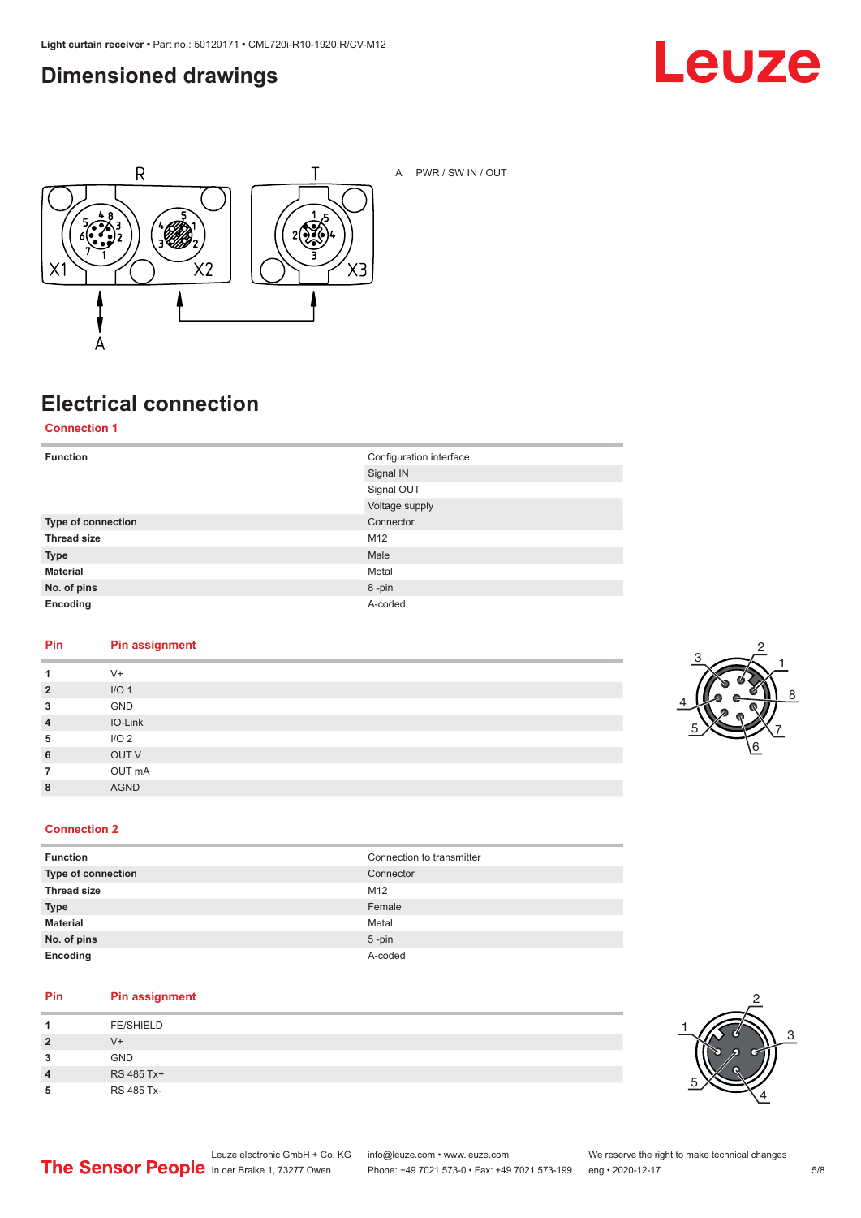## Dimensioned drawings

A PWR / SW IN / OUT

## Electrical connection

### Connection 1

| | |
|---|---|
| **Function** | Configuration interface |
| | Signal IN |
| | Signal OUT |
| | Voltage supply |
| **Type of connection** | Connector |
| **Thread size** | M12 |
| **Type** | Male |
| **Material** | Metal |
| **No. of pins** | 8 -pin |
| **Encoding** | A-coded |

| Pin | Pin assignment |
|---|---|
| **1** | V+ |
| **2** | I/O 1 |
| **3** | GND |
| **4** | IO-Link |
| **5** | I/O 2 |
| **6** | OUT V |
| **7** | OUT mA |
| **8** | AGND |

### Connection 2

| | |
|---|---|
| **Function** | Connection to transmitter |
| **Type of connection** | Connector |
| **Thread size** | M12 |
| **Type** | Female |
| **Material** | Metal |
| **No. of pins** | 5 -pin |
| **Encoding** | A-coded |

| Pin | Pin assignment |
|---|---|
| **1** | FE/SHIELD |
| **2** | V+ |
| **3** | GND |
| **4** | RS 485 Tx+ |
| **5** | RS 485 Tx- |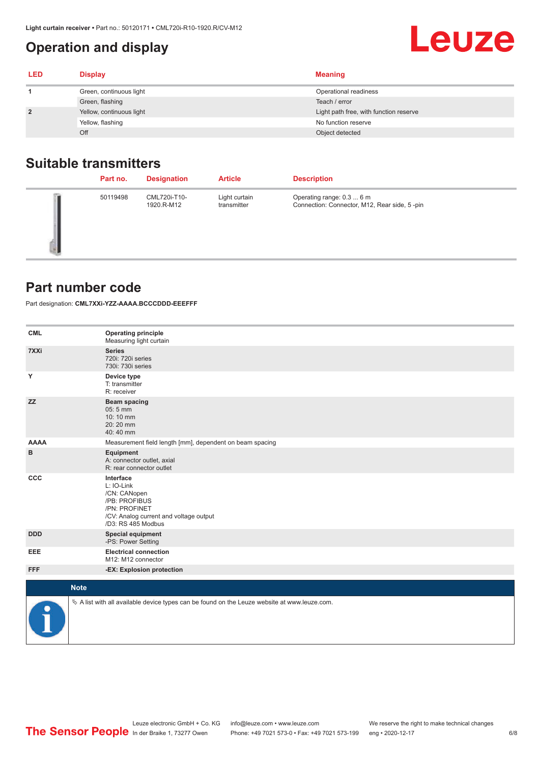# Operation and display

| LED | Display | Meaning |
|---|---|---|
| 1 | Green, continuous light | Operational readiness |
| | Green, flashing | Teach / error |
| 2 | Yellow, continuous light | Light path free, with function reserve |
| | Yellow, flashing | No function reserve |
| | Off | Object detected |

## Suitable transmitters

| | Part no. | Designation | Article | Description |
|---|---|---|---|---|
| | 50119498 | CML720i-T10-1920.R-M12 | Light curtain transmitter | Operating range: 0.3 ... 6 m<br>Connection: Connector, M12, Rear side, 5 -pin |

## Part number code

Part designation: **CML7XXi-YZZ-AAAA.BCCCDDD-EEEFFF**

| | |
|---|---|
| **CML** | **Operating principle**<br>Measuring light curtain |
| **7XXi** | **Series**<br>720i: 720i series<br>730i: 730i series |
| **Y** | **Device type**<br>T: transmitter<br>R: receiver |
| **ZZ** | **Beam spacing**<br>05: 5 mm<br>10: 10 mm<br>20: 20 mm<br>40: 40 mm |
| **AAAA** | Measurement field length [mm], dependent on beam spacing |
| **B** | **Equipment**<br>A: connector outlet, axial<br>R: rear connector outlet |
| **CCC** | **Interface**<br>L: IO-Link<br>/CN: CANopen<br>/PB: PROFIBUS<br>/PN: PROFINET<br>/CV: Analog current and voltage output<br>/D3: RS 485 Modbus |
| **DDD** | **Special equipment**<br>-PS: Power Setting |
| **EEE** | **Electrical connection**<br>M12: M12 connector |
| **FFF** | **-EX: Explosion protection** |

**Note**

↬ A list with all available device types can be found on the Leuze website at www.leuze.com.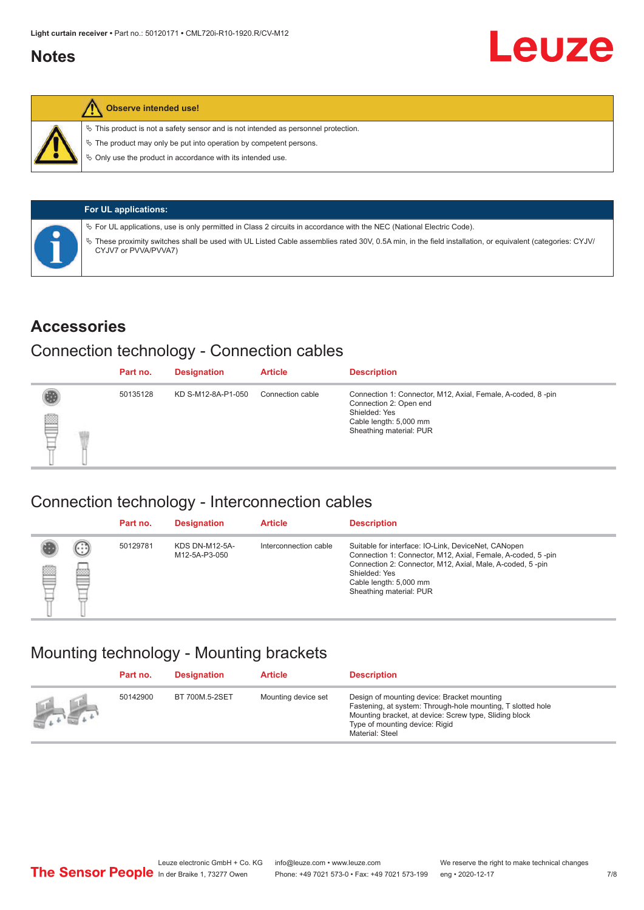## Notes

**Observe intended use!**

- ✎ This product is not a safety sensor and is not intended as personnel protection.
- ✎ The product may only be put into operation by competent persons.
- ✎ Only use the product in accordance with its intended use.

**For UL applications:**

- ✎ For UL applications, use is only permitted in Class 2 circuits in accordance with the NEC (National Electric Code).
- ✎ These proximity switches shall be used with UL Listed Cable assemblies rated 30V, 0.5A min, in the field installation, or equivalent (categories: CYJV/CYJV7 or PVVA/PVVA7)

# Accessories

## Connection technology - Connection cables

| Part no. | Designation | Article | Description |
|---|---|---|---|
| 50135128 | KD S-M12-8A-P1-050 | Connection cable | Connection 1: Connector, M12, Axial, Female, A-coded, 8 -pin<br>Connection 2: Open end<br>Shielded: Yes<br>Cable length: 5,000 mm<br>Sheathing material: PUR |

## Connection technology - Interconnection cables

| Part no. | Designation | Article | Description |
|---|---|---|---|
| 50129781 | KDS DN-M12-5A-M12-5A-P3-050 | Interconnection cable | Suitable for interface: IO-Link, DeviceNet, CANopen<br>Connection 1: Connector, M12, Axial, Female, A-coded, 5 -pin<br>Connection 2: Connector, M12, Axial, Male, A-coded, 5 -pin<br>Shielded: Yes<br>Cable length: 5,000 mm<br>Sheathing material: PUR |

## Mounting technology - Mounting brackets

| Part no. | Designation | Article | Description |
|---|---|---|---|
| 50142900 | BT 700M.5-2SET | Mounting device set | Design of mounting device: Bracket mounting<br>Fastening, at system: Through-hole mounting, T slotted hole<br>Mounting bracket, at device: Screw type, Sliding block<br>Type of mounting device: Rigid<br>Material: Steel |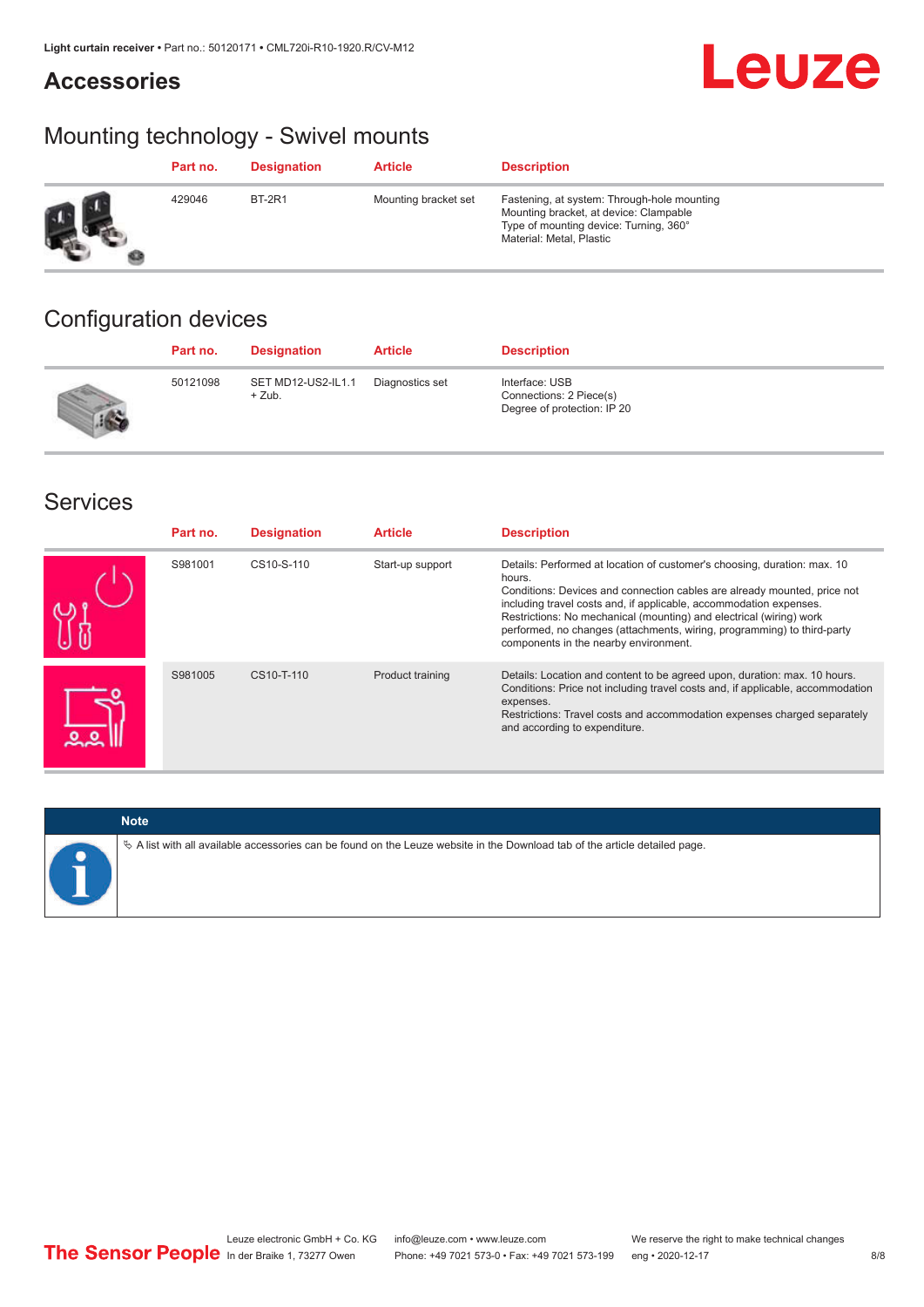## Accessories

### Mounting technology - Swivel mounts

| Part no. | Designation | Article | Description |
|---|---|---|---|
| 429046 | BT-2R1 | Mounting bracket set | Fastening, at system: Through-hole mounting<br>Mounting bracket, at device: Clampable<br>Type of mounting device: Turning, 360°<br>Material: Metal, Plastic |

### Configuration devices

| Part no. | Designation | Article | Description |
|---|---|---|---|
| 50121098 | SET MD12-US2-IL1.1 + Zub. | Diagnostics set | Interface: USB<br>Connections: 2 Piece(s)<br>Degree of protection: IP 20 |

### Services

| Part no. | Designation | Article | Description |
|---|---|---|---|
| S981001 | CS10-S-110 | Start-up support | Details: Performed at location of customer's choosing, duration: max. 10 hours.<br>Conditions: Devices and connection cables are already mounted, price not including travel costs and, if applicable, accommodation expenses.<br>Restrictions: No mechanical (mounting) and electrical (wiring) work performed, no changes (attachments, wiring, programming) to third-party components in the nearby environment. |
| S981005 | CS10-T-110 | Product training | Details: Location and content to be agreed upon, duration: max. 10 hours.<br>Conditions: Price not including travel costs and, if applicable, accommodation expenses.<br>Restrictions: Travel costs and accommodation expenses charged separately and according to expenditure. |

**Note**

↳ A list with all available accessories can be found on the Leuze website in the Download tab of the article detailed page.